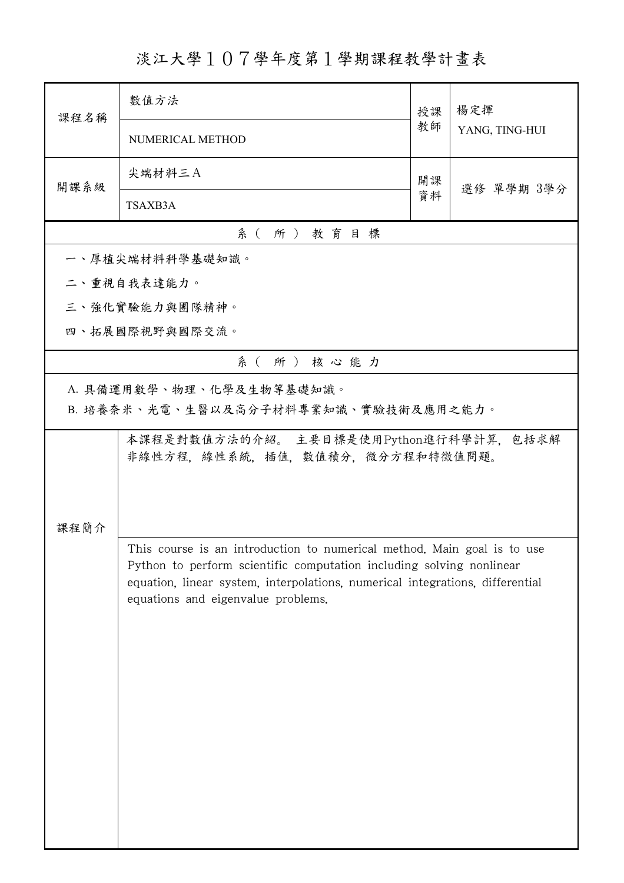# 淡江大學１０７學年度第１學期課程教學計畫表

| 課程名稱 | 數值方法 | 授課教師 | 楊定揮 |
|---|---|---|---|
| | NUMERICAL METHOD | | YANG, TING-HUI |
| 開課系級 | 尖端材料三Ａ | 開課資料 | 選修 單學期 3學分 |
| | TSAXB3A | | |

## 系（所）教育目標

一、厚植尖端材料科學基礎知識。

二、重視自我表達能力。

三、強化實驗能力與團隊精神。

四、拓展國際視野與國際交流。

## 系（所）核心能力

A. 具備運用數學、物理、化學及生物等基礎知識。

B. 培養奈米、光電、生醫以及高分子材料專業知識、實驗技術及應用之能力。

## 課程簡介

本課程是對數值方法的介紹。 主要目標是使用Python進行科學計算，包括求解非線性方程，線性系統，插值，數值積分，微分方程和特徵值問題。

This course is an introduction to numerical method. Main goal is to use Python to perform scientific computation including solving nonlinear equation, linear system, interpolations, numerical integrations, differential equations and eigenvalue problems.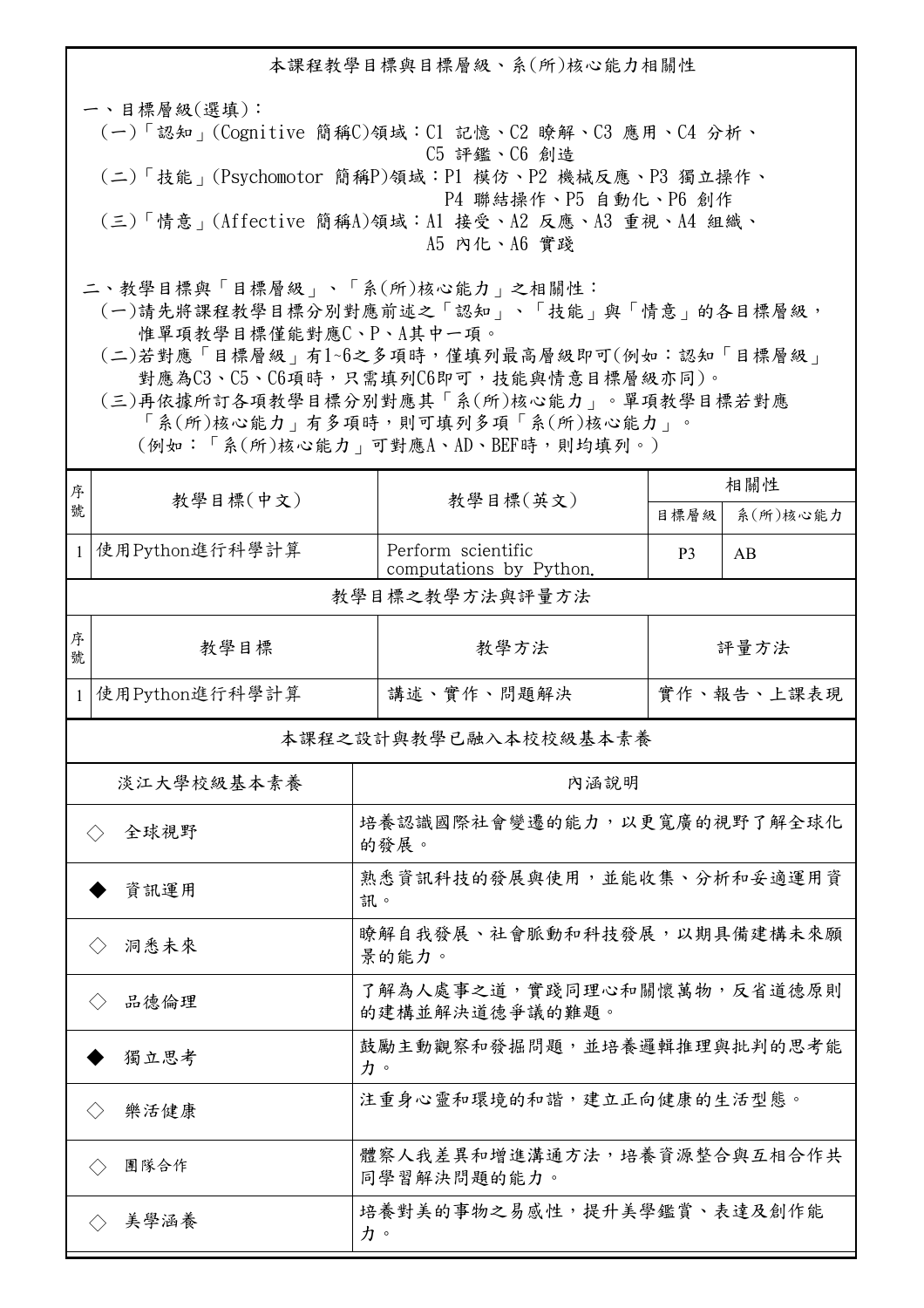## 本課程教學目標與目標層級、系(所)核心能力相關性

一、目標層級(選填)：

(一)「認知」(Cognitive 簡稱C)領域：C1 記憶、C2 瞭解、C3 應用、C4 分析、C5 評鑑、C6 創造

(二)「技能」(Psychomotor 簡稱P)領域：P1 模仿、P2 機械反應、P3 獨立操作、P4 聯結操作、P5 自動化、P6 創作

(三)「情意」(Affective 簡稱A)領域：A1 接受、A2 反應、A3 重視、A4 組織、A5 內化、A6 實踐

二、教學目標與「目標層級」、「系(所)核心能力」之相關性：

(一)請先將課程教學目標分別對應前述之「認知」、「技能」與「情意」的各目標層級，惟單項教學目標僅能對應C、P、A其中一項。

(二)若對應「目標層級」有1~6之多項時，僅填列最高層級即可(例如：認知「目標層級」對應為C3、C5、C6項時，只需填列C6即可，技能與情意目標層級亦同)。

(三)再依據所訂各項教學目標分別對應其「系(所)核心能力」。單項教學目標若對應「系(所)核心能力」有多項時，則可填列多項「系(所)核心能力」。(例如：「系(所)核心能力」可對應A、AD、BEF時，則均填列。)

| 序號 | 教學目標(中文) | 教學目標(英文) | 相關性 | |
|---|---|---|---|---|
| | | | 目標層級 | 系(所)核心能力 |
| 1 | 使用Python進行科學計算 | Perform scientific computations by Python. | P3 | AB |

### 教學目標之教學方法與評量方法

| 序號 | 教學目標 | 教學方法 | 評量方法 |
|---|---|---|---|
| 1 | 使用Python進行科學計算 | 講述、實作、問題解決 | 實作、報告、上課表現 |

### 本課程之設計與教學已融入本校校級基本素養

| 淡江大學校級基本素養 | 內涵說明 |
|---|---|
| ◇ 全球視野 | 培養認識國際社會變遷的能力，以更寬廣的視野了解全球化的發展。 |
| ◆ 資訊運用 | 熟悉資訊科技的發展與使用，並能收集、分析和妥適運用資訊。 |
| ◇ 洞悉未來 | 瞭解自我發展、社會脈動和科技發展，以期具備建構未來願景的能力。 |
| ◇ 品德倫理 | 了解為人處事之道，實踐同理心和關懷萬物，反省道德原則的建構並解決道德爭議的難題。 |
| ◆ 獨立思考 | 鼓勵主動觀察和發掘問題，並培養邏輯推理與批判的思考能力。 |
| ◇ 樂活健康 | 注重身心靈和環境的和諧，建立正向健康的生活型態。 |
| ◇ 團隊合作 | 體察人我差異和增進溝通方法，培養資源整合與互相合作共同學習解決問題的能力。 |
| ◇ 美學涵養 | 培養對美的事物之易感性，提升美學鑑賞、表達及創作能力。 |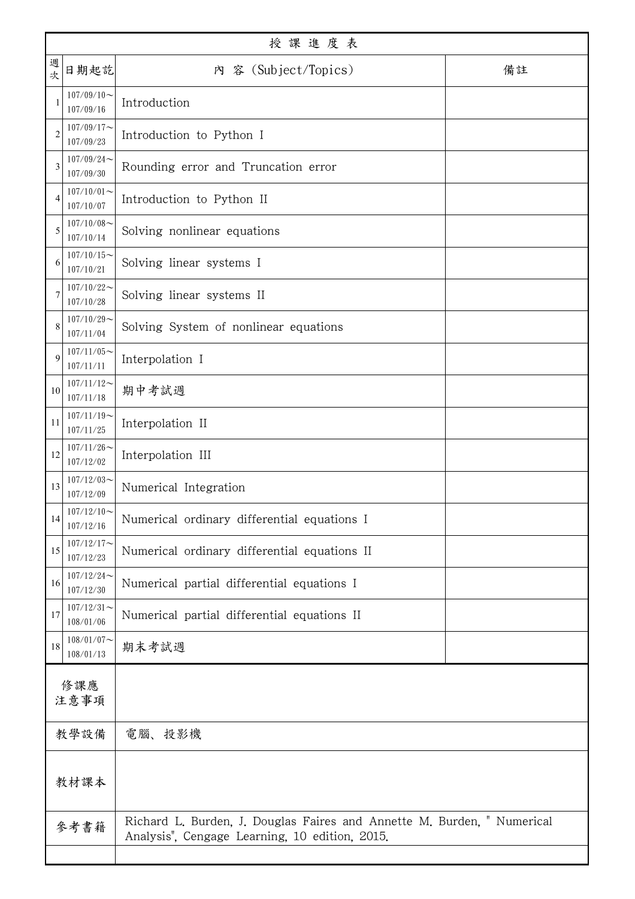| 授課進度表 | | | |
|---|---|---|---|
| 週次 | 日期起訖 | 內 容 (Subject/Topics) | 備註 |
| 1 | 107/09/10~107/09/16 | Introduction | |
| 2 | 107/09/17~107/09/23 | Introduction to Python I | |
| 3 | 107/09/24~107/09/30 | Rounding error and Truncation error | |
| 4 | 107/10/01~107/10/07 | Introduction to Python II | |
| 5 | 107/10/08~107/10/14 | Solving nonlinear equations | |
| 6 | 107/10/15~107/10/21 | Solving linear systems I | |
| 7 | 107/10/22~107/10/28 | Solving linear systems II | |
| 8 | 107/10/29~107/11/04 | Solving System of nonlinear equations | |
| 9 | 107/11/05~107/11/11 | Interpolation I | |
| 10 | 107/11/12~107/11/18 | 期中考試週 | |
| 11 | 107/11/19~107/11/25 | Interpolation II | |
| 12 | 107/11/26~107/12/02 | Interpolation III | |
| 13 | 107/12/03~107/12/09 | Numerical Integration | |
| 14 | 107/12/10~107/12/16 | Numerical ordinary differential equations I | |
| 15 | 107/12/17~107/12/23 | Numerical ordinary differential equations II | |
| 16 | 107/12/24~107/12/30 | Numerical partial differential equations I | |
| 17 | 107/12/31~108/01/06 | Numerical partial differential equations II | |
| 18 | 108/01/07~108/01/13 | 期末考試週 | |

| | |
|---|---|
| 修課應注意事項 | |
| 教學設備 | 電腦、投影機 |
| 教材課本 | |
| 參考書籍 | Richard L. Burden, J. Douglas Faires and Annette M. Burden, " Numerical Analysis", Cengage Learning, 10 edition, 2015. |
| | |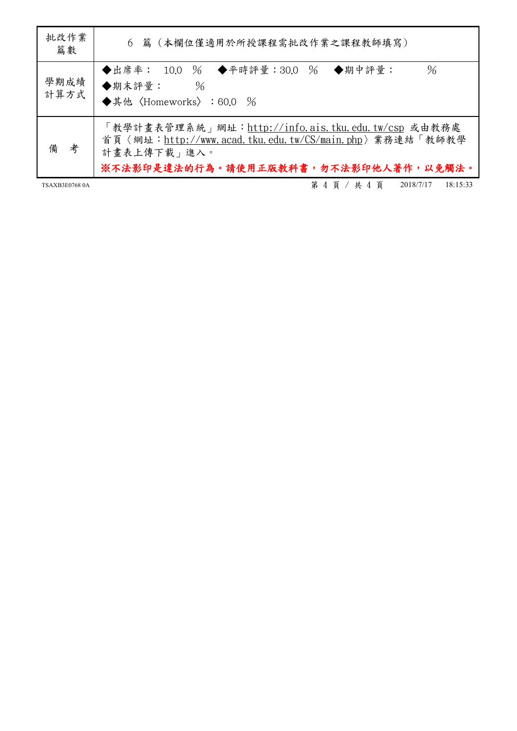| | |
|---|---|
| 批改作業篇數 | 6 篇（本欄位僅適用於所授課程需批改作業之課程教師填寫） |
| 學期成績計算方式 | ◆出席率： 10.0 ％ ◆平時評量：30.0 ％ ◆期中評量： ％<br>◆期末評量： ％<br>◆其他〈Homeworks〉：60.0 ％ |
| 備 考 | 「教學計畫表管理系統」網址：http://info.ais.tku.edu.tw/csp 或由教務處首頁〈網址：http://www.acad.tku.edu.tw/CS/main.php〉業務連結「教師教學計畫表上傳下載」進入。<br>**※不法影印是違法的行為。請使用正版教科書，勿不法影印他人著作，以免觸法。** |

TSAXB3E0768 0A 2018/7/17 18:15:33